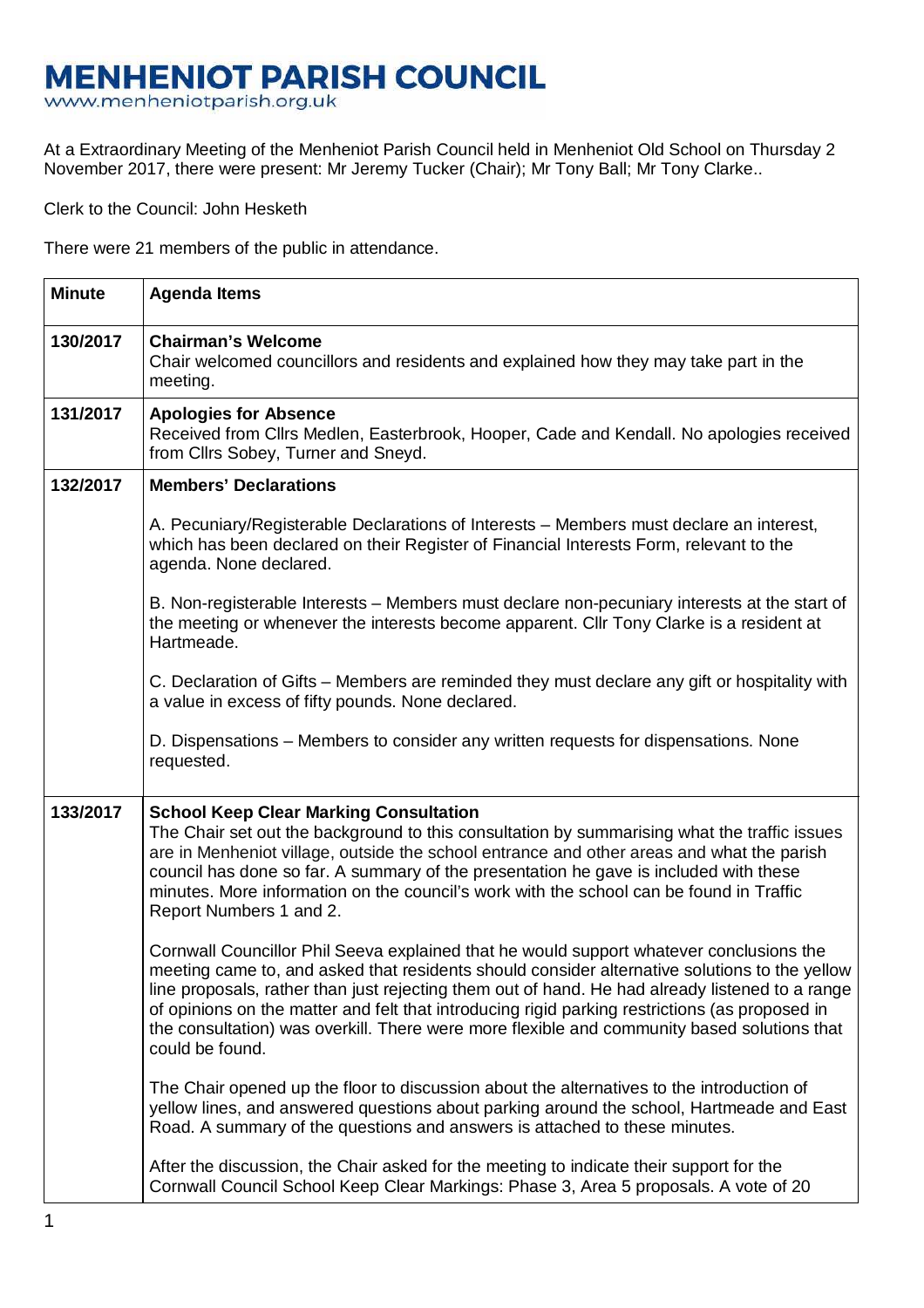# MENHENIOT PARISH COUNCIL

www.menheniotparish.org.uk

At a Extraordinary Meeting of the Menheniot Parish Council held in Menheniot Old School on Thursday 2 November 2017, there were present: Mr Jeremy Tucker (Chair); Mr Tony Ball; Mr Tony Clarke..

Clerk to the Council: John Hesketh

There were 21 members of the public in attendance.

| Minute | Agenda Items |
|---|---|
| 130/2017 | **Chairman's Welcome**<br>Chair welcomed councillors and residents and explained how they may take part in the meeting. |
| 131/2017 | **Apologies for Absence**<br>Received from Cllrs Medlen, Easterbrook, Hooper, Cade and Kendall. No apologies received from Cllrs Sobey, Turner and Sneyd. |
| 132/2017 | **Members' Declarations**<br><br>A. Pecuniary/Registerable Declarations of Interests – Members must declare an interest, which has been declared on their Register of Financial Interests Form, relevant to the agenda. None declared.<br><br>B. Non-registerable Interests – Members must declare non-pecuniary interests at the start of the meeting or whenever the interests become apparent. Cllr Tony Clarke is a resident at Hartmeade.<br><br>C. Declaration of Gifts – Members are reminded they must declare any gift or hospitality with a value in excess of fifty pounds. None declared.<br><br>D. Dispensations – Members to consider any written requests for dispensations. None requested. |
| 133/2017 | **School Keep Clear Marking Consultation**<br>The Chair set out the background to this consultation by summarising what the traffic issues are in Menheniot village, outside the school entrance and other areas and what the parish council has done so far. A summary of the presentation he gave is included with these minutes. More information on the council's work with the school can be found in Traffic Report Numbers 1 and 2.<br><br>Cornwall Councillor Phil Seeva explained that he would support whatever conclusions the meeting came to, and asked that residents should consider alternative solutions to the yellow line proposals, rather than just rejecting them out of hand. He had already listened to a range of opinions on the matter and felt that introducing rigid parking restrictions (as proposed in the consultation) was overkill. There were more flexible and community based solutions that could be found.<br><br>The Chair opened up the floor to discussion about the alternatives to the introduction of yellow lines, and answered questions about parking around the school, Hartmeade and East Road. A summary of the questions and answers is attached to these minutes.<br><br>After the discussion, the Chair asked for the meeting to indicate their support for the Cornwall Council School Keep Clear Markings: Phase 3, Area 5 proposals. A vote of 20 |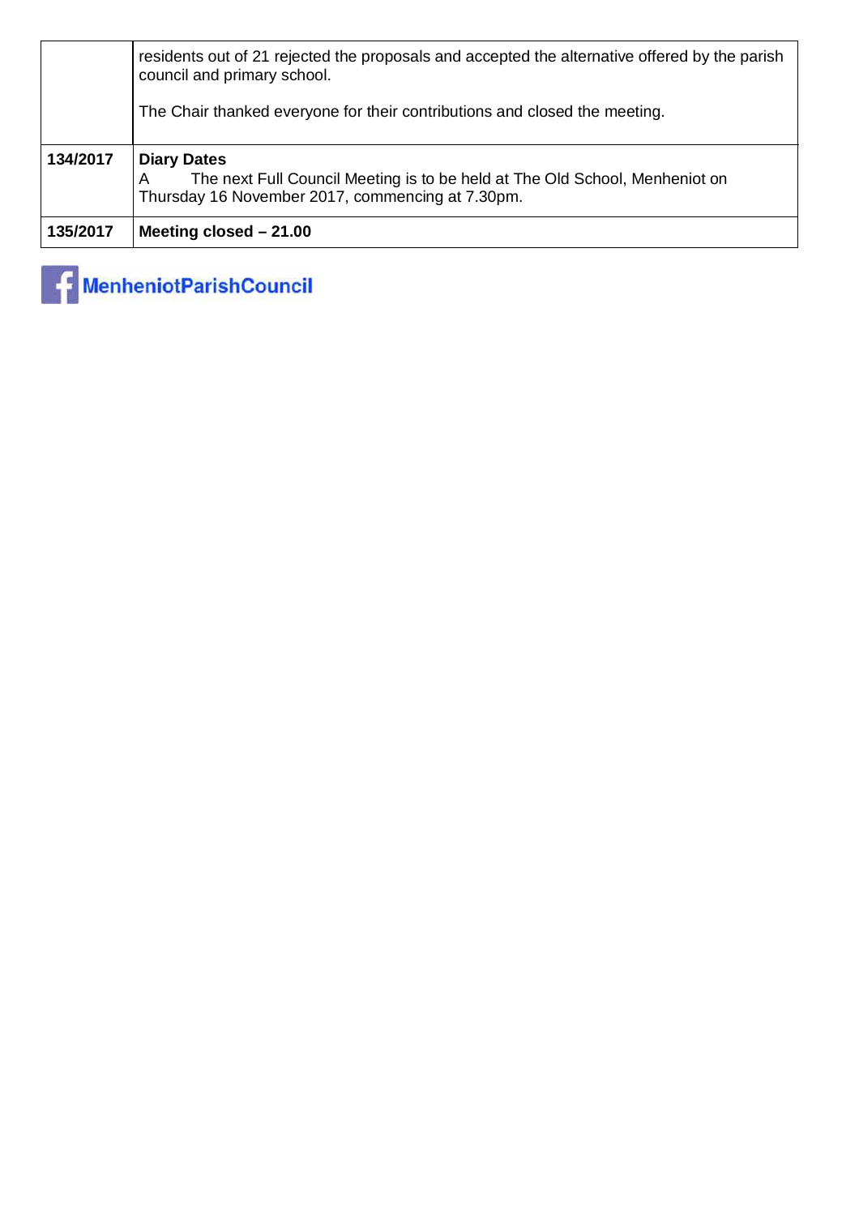| | |
|---|---|
| | residents out of 21 rejected the proposals and accepted the alternative offered by the parish council and primary school.<br><br>The Chair thanked everyone for their contributions and closed the meeting. |
| **134/2017** | **Diary Dates**<br>A The next Full Council Meeting is to be held at The Old School, Menheniot on Thursday 16 November 2017, commencing at 7.30pm. |
| **135/2017** | **Meeting closed – 21.00** |

MenheniotParishCouncil